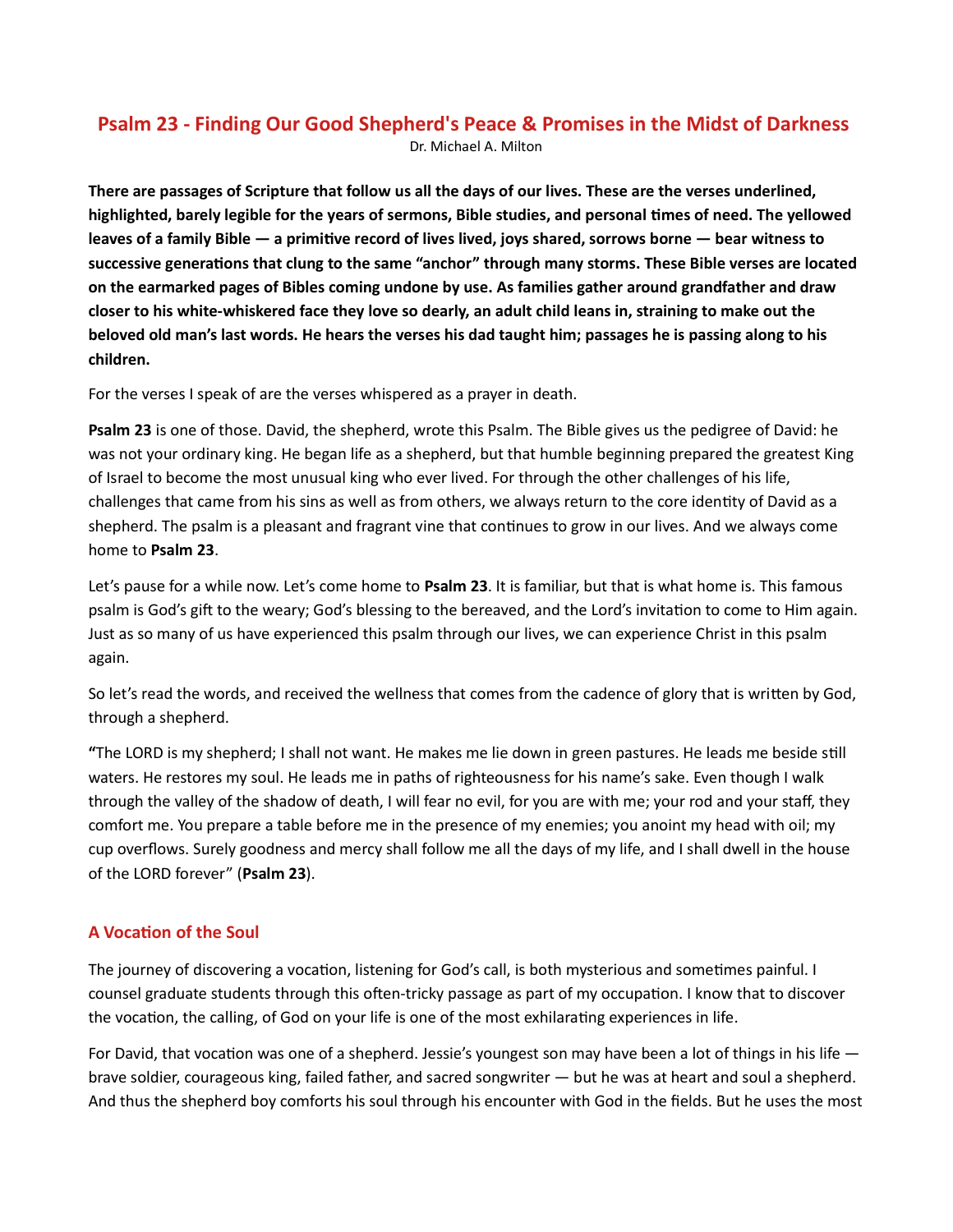# Psalm 23 - Finding Our Good Shepherd's Peace & Promises in the Midst of Darkness

Dr. Michael A. Milton

**There are passages of Scripture that follow us all the days of our lives. These are the verses underlined, highlighted, barely legible for the years of sermons, Bible studies, and personal times of need. The yellowed leaves of a family Bible — a primitive record of lives lived, joys shared, sorrows borne — bear witness to successive generations that clung to the same "anchor" through many storms. These Bible verses are located on the earmarked pages of Bibles coming undone by use. As families gather around grandfather and draw closer to his white-whiskered face they love so dearly, an adult child leans in, straining to make out the beloved old man's last words. He hears the verses his dad taught him; passages he is passing along to his children.**

For the verses I speak of are the verses whispered as a prayer in death.

**Psalm 23** is one of those. David, the shepherd, wrote this Psalm. The Bible gives us the pedigree of David: he was not your ordinary king. He began life as a shepherd, but that humble beginning prepared the greatest King of Israel to become the most unusual king who ever lived. For through the other challenges of his life, challenges that came from his sins as well as from others, we always return to the core identity of David as a shepherd. The psalm is a pleasant and fragrant vine that continues to grow in our lives. And we always come home to **Psalm 23**.

Let's pause for a while now. Let's come home to **Psalm 23**. It is familiar, but that is what home is. This famous psalm is God's gift to the weary; God's blessing to the bereaved, and the Lord's invitation to come to Him again. Just as so many of us have experienced this psalm through our lives, we can experience Christ in this psalm again.

So let's read the words, and received the wellness that comes from the cadence of glory that is written by God, through a shepherd.

**"**The LORD is my shepherd; I shall not want. He makes me lie down in green pastures. He leads me beside still waters. He restores my soul. He leads me in paths of righteousness for his name's sake. Even though I walk through the valley of the shadow of death, I will fear no evil, for you are with me; your rod and your staff, they comfort me. You prepare a table before me in the presence of my enemies; you anoint my head with oil; my cup overflows. Surely goodness and mercy shall follow me all the days of my life, and I shall dwell in the house of the LORD forever" (**Psalm 23**).

## A Vocation of the Soul

The journey of discovering a vocation, listening for God's call, is both mysterious and sometimes painful. I counsel graduate students through this often-tricky passage as part of my occupation. I know that to discover the vocation, the calling, of God on your life is one of the most exhilarating experiences in life.

For David, that vocation was one of a shepherd. Jessie's youngest son may have been a lot of things in his life — brave soldier, courageous king, failed father, and sacred songwriter — but he was at heart and soul a shepherd. And thus the shepherd boy comforts his soul through his encounter with God in the fields. But he uses the most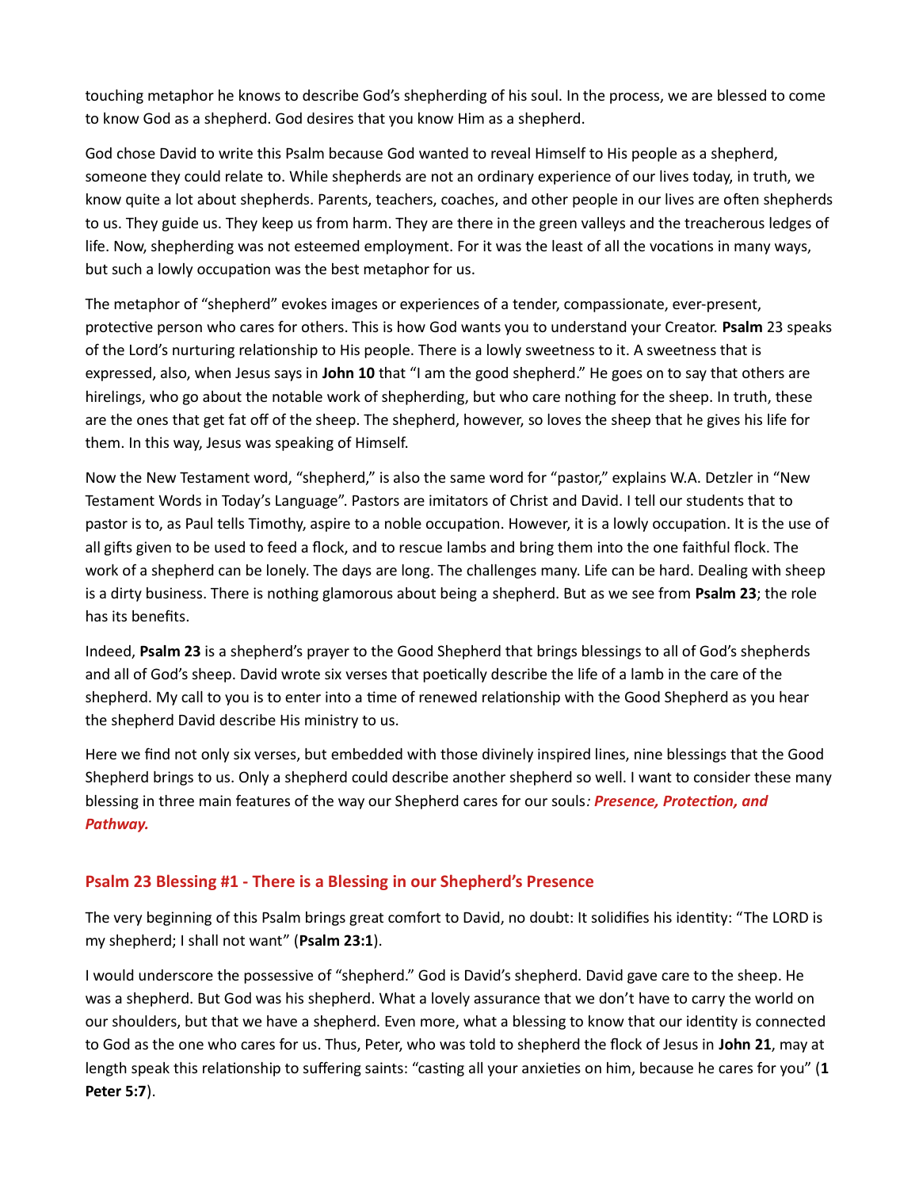touching metaphor he knows to describe God's shepherding of his soul. In the process, we are blessed to come to know God as a shepherd. God desires that you know Him as a shepherd.

God chose David to write this Psalm because God wanted to reveal Himself to His people as a shepherd, someone they could relate to. While shepherds are not an ordinary experience of our lives today, in truth, we know quite a lot about shepherds. Parents, teachers, coaches, and other people in our lives are often shepherds to us. They guide us. They keep us from harm. They are there in the green valleys and the treacherous ledges of life. Now, shepherding was not esteemed employment. For it was the least of all the vocations in many ways, but such a lowly occupation was the best metaphor for us.

The metaphor of "shepherd" evokes images or experiences of a tender, compassionate, ever-present, protective person who cares for others. This is how God wants you to understand your Creator. **Psalm** 23 speaks of the Lord's nurturing relationship to His people. There is a lowly sweetness to it. A sweetness that is expressed, also, when Jesus says in **John 10** that "I am the good shepherd." He goes on to say that others are hirelings, who go about the notable work of shepherding, but who care nothing for the sheep. In truth, these are the ones that get fat off of the sheep. The shepherd, however, so loves the sheep that he gives his life for them. In this way, Jesus was speaking of Himself.

Now the New Testament word, "shepherd," is also the same word for "pastor," explains W.A. Detzler in "New Testament Words in Today's Language". Pastors are imitators of Christ and David. I tell our students that to pastor is to, as Paul tells Timothy, aspire to a noble occupation. However, it is a lowly occupation. It is the use of all gifts given to be used to feed a flock, and to rescue lambs and bring them into the one faithful flock. The work of a shepherd can be lonely. The days are long. The challenges many. Life can be hard. Dealing with sheep is a dirty business. There is nothing glamorous about being a shepherd. But as we see from **Psalm 23**; the role has its benefits.

Indeed, **Psalm 23** is a shepherd's prayer to the Good Shepherd that brings blessings to all of God's shepherds and all of God's sheep. David wrote six verses that poetically describe the life of a lamb in the care of the shepherd. My call to you is to enter into a time of renewed relationship with the Good Shepherd as you hear the shepherd David describe His ministry to us.

Here we find not only six verses, but embedded with those divinely inspired lines, nine blessings that the Good Shepherd brings to us. Only a shepherd could describe another shepherd so well. I want to consider these many blessing in three main features of the way our Shepherd cares for our souls*: **Presence, Protection, and Pathway.***

## Psalm 23 Blessing #1 - There is a Blessing in our Shepherd's Presence

The very beginning of this Psalm brings great comfort to David, no doubt: It solidifies his identity: "The LORD is my shepherd; I shall not want" (**Psalm 23:1**).

I would underscore the possessive of "shepherd." God is David's shepherd. David gave care to the sheep. He was a shepherd. But God was his shepherd. What a lovely assurance that we don't have to carry the world on our shoulders, but that we have a shepherd. Even more, what a blessing to know that our identity is connected to God as the one who cares for us. Thus, Peter, who was told to shepherd the flock of Jesus in **John 21**, may at length speak this relationship to suffering saints: "casting all your anxieties on him, because he cares for you" (**1 Peter 5:7**).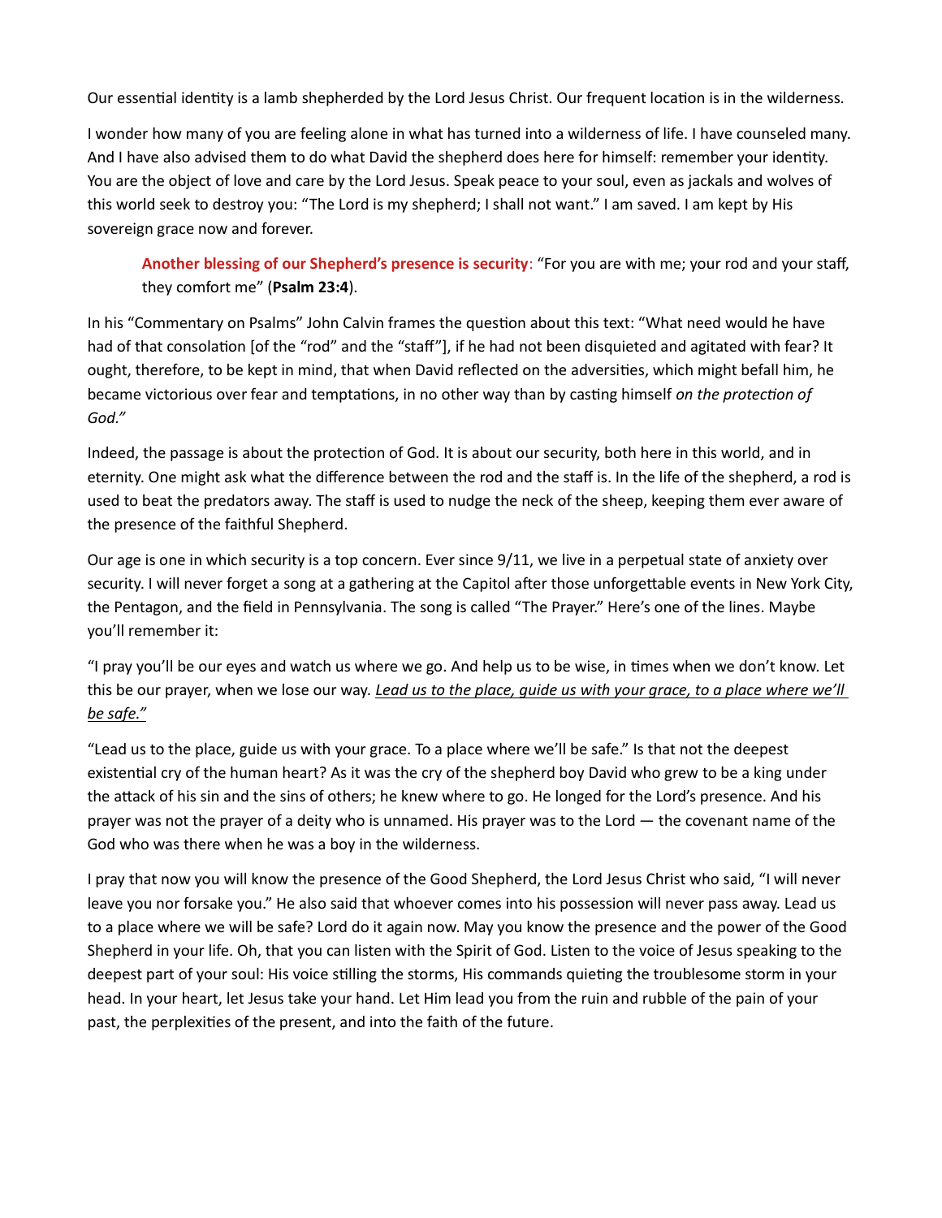Our essential identity is a lamb shepherded by the Lord Jesus Christ. Our frequent location is in the wilderness.

I wonder how many of you are feeling alone in what has turned into a wilderness of life. I have counseled many. And I have also advised them to do what David the shepherd does here for himself: remember your identity. You are the object of love and care by the Lord Jesus. Speak peace to your soul, even as jackals and wolves of this world seek to destroy you: "The Lord is my shepherd; I shall not want." I am saved. I am kept by His sovereign grace now and forever.

> **Another blessing of our Shepherd's presence is security**: "For you are with me; your rod and your staff, they comfort me" (**Psalm 23:4**).

In his "Commentary on Psalms" John Calvin frames the question about this text: "What need would he have had of that consolation [of the "rod" and the "staff"], if he had not been disquieted and agitated with fear? It ought, therefore, to be kept in mind, that when David reflected on the adversities, which might befall him, he became victorious over fear and temptations, in no other way than by casting himself *on the protection of God."*

Indeed, the passage is about the protection of God. It is about our security, both here in this world, and in eternity. One might ask what the difference between the rod and the staff is. In the life of the shepherd, a rod is used to beat the predators away. The staff is used to nudge the neck of the sheep, keeping them ever aware of the presence of the faithful Shepherd.

Our age is one in which security is a top concern. Ever since 9/11, we live in a perpetual state of anxiety over security. I will never forget a song at a gathering at the Capitol after those unforgettable events in New York City, the Pentagon, and the field in Pennsylvania. The song is called "The Prayer." Here's one of the lines. Maybe you'll remember it:

"I pray you'll be our eyes and watch us where we go. And help us to be wise, in times when we don't know. Let this be our prayer, when we lose our way. *<u>Lead us to the place, guide us with your grace, to a place where we'll be safe."</u>*

"Lead us to the place, guide us with your grace. To a place where we'll be safe." Is that not the deepest existential cry of the human heart? As it was the cry of the shepherd boy David who grew to be a king under the attack of his sin and the sins of others; he knew where to go. He longed for the Lord's presence. And his prayer was not the prayer of a deity who is unnamed. His prayer was to the Lord — the covenant name of the God who was there when he was a boy in the wilderness.

I pray that now you will know the presence of the Good Shepherd, the Lord Jesus Christ who said, "I will never leave you nor forsake you." He also said that whoever comes into his possession will never pass away. Lead us to a place where we will be safe? Lord do it again now. May you know the presence and the power of the Good Shepherd in your life. Oh, that you can listen with the Spirit of God. Listen to the voice of Jesus speaking to the deepest part of your soul: His voice stilling the storms, His commands quieting the troublesome storm in your head. In your heart, let Jesus take your hand. Let Him lead you from the ruin and rubble of the pain of your past, the perplexities of the present, and into the faith of the future.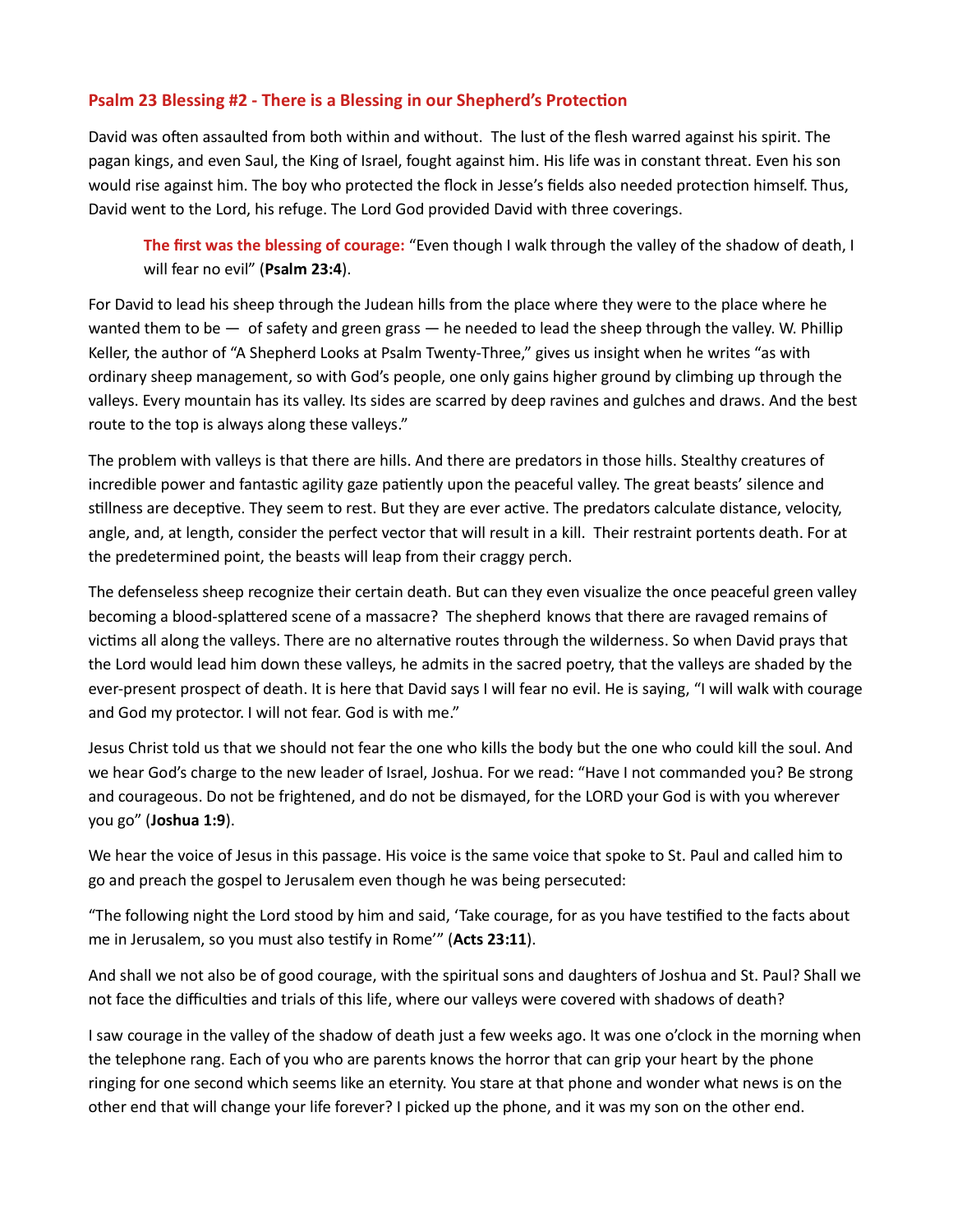## Psalm 23 Blessing #2 - There is a Blessing in our Shepherd's Protection

David was often assaulted from both within and without. The lust of the flesh warred against his spirit. The pagan kings, and even Saul, the King of Israel, fought against him. His life was in constant threat. Even his son would rise against him. The boy who protected the flock in Jesse's fields also needed protection himself. Thus, David went to the Lord, his refuge. The Lord God provided David with three coverings.

> **The first was the blessing of courage:** "Even though I walk through the valley of the shadow of death, I will fear no evil" (**Psalm 23:4**).

For David to lead his sheep through the Judean hills from the place where they were to the place where he wanted them to be — of safety and green grass — he needed to lead the sheep through the valley. W. Phillip Keller, the author of "A Shepherd Looks at Psalm Twenty-Three," gives us insight when he writes "as with ordinary sheep management, so with God's people, one only gains higher ground by climbing up through the valleys. Every mountain has its valley. Its sides are scarred by deep ravines and gulches and draws. And the best route to the top is always along these valleys."

The problem with valleys is that there are hills. And there are predators in those hills. Stealthy creatures of incredible power and fantastic agility gaze patiently upon the peaceful valley. The great beasts' silence and stillness are deceptive. They seem to rest. But they are ever active. The predators calculate distance, velocity, angle, and, at length, consider the perfect vector that will result in a kill. Their restraint portents death. For at the predetermined point, the beasts will leap from their craggy perch.

The defenseless sheep recognize their certain death. But can they even visualize the once peaceful green valley becoming a blood-splattered scene of a massacre? The shepherd knows that there are ravaged remains of victims all along the valleys. There are no alternative routes through the wilderness. So when David prays that the Lord would lead him down these valleys, he admits in the sacred poetry, that the valleys are shaded by the ever-present prospect of death. It is here that David says I will fear no evil. He is saying, "I will walk with courage and God my protector. I will not fear. God is with me."

Jesus Christ told us that we should not fear the one who kills the body but the one who could kill the soul. And we hear God's charge to the new leader of Israel, Joshua. For we read: "Have I not commanded you? Be strong and courageous. Do not be frightened, and do not be dismayed, for the LORD your God is with you wherever you go" (**Joshua 1:9**).

We hear the voice of Jesus in this passage. His voice is the same voice that spoke to St. Paul and called him to go and preach the gospel to Jerusalem even though he was being persecuted:

"The following night the Lord stood by him and said, 'Take courage, for as you have testified to the facts about me in Jerusalem, so you must also testify in Rome'" (**Acts 23:11**).

And shall we not also be of good courage, with the spiritual sons and daughters of Joshua and St. Paul? Shall we not face the difficulties and trials of this life, where our valleys were covered with shadows of death?

I saw courage in the valley of the shadow of death just a few weeks ago. It was one o'clock in the morning when the telephone rang. Each of you who are parents knows the horror that can grip your heart by the phone ringing for one second which seems like an eternity. You stare at that phone and wonder what news is on the other end that will change your life forever? I picked up the phone, and it was my son on the other end.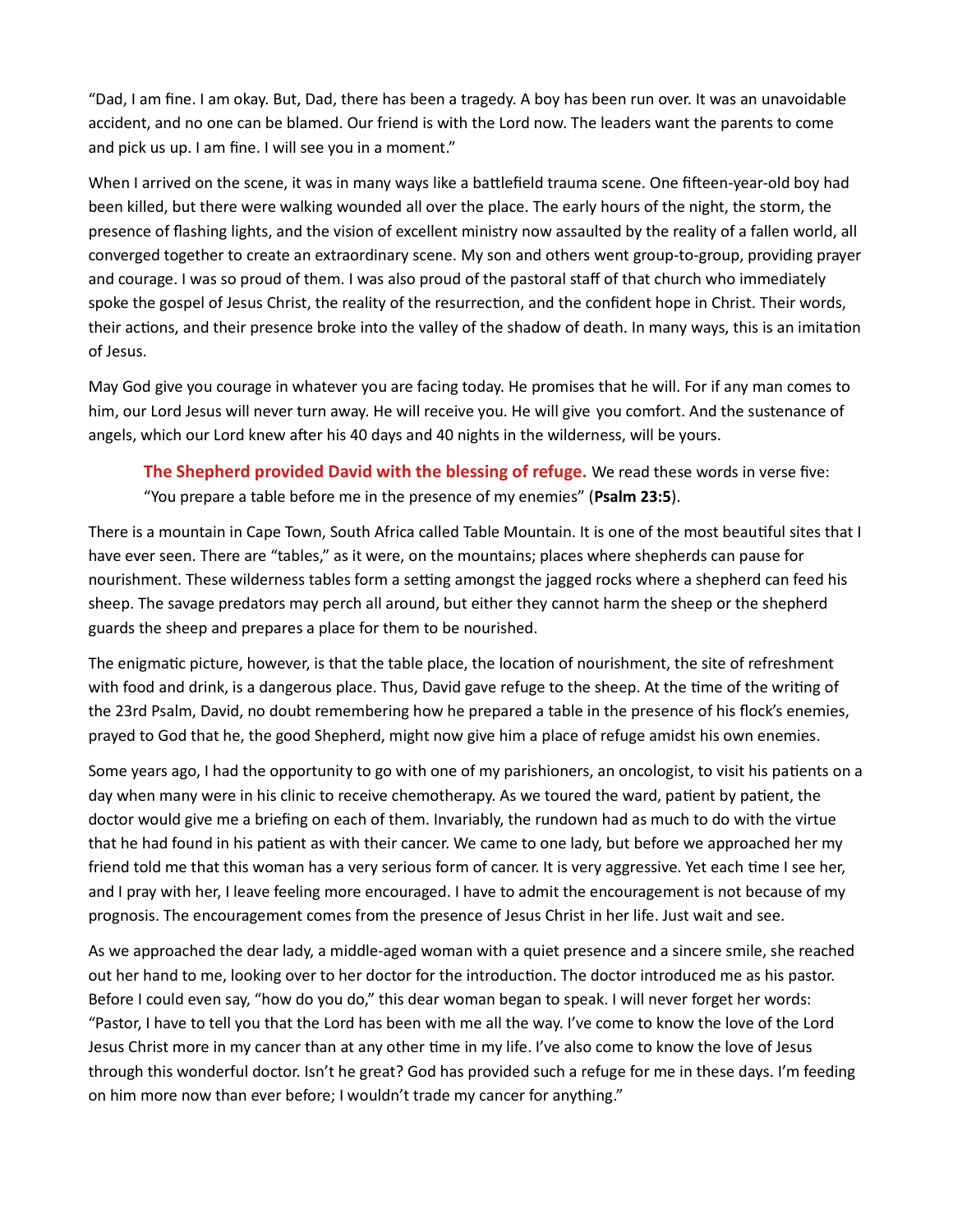"Dad, I am fine. I am okay. But, Dad, there has been a tragedy. A boy has been run over. It was an unavoidable accident, and no one can be blamed. Our friend is with the Lord now. The leaders want the parents to come and pick us up. I am fine. I will see you in a moment."

When I arrived on the scene, it was in many ways like a battlefield trauma scene. One fifteen-year-old boy had been killed, but there were walking wounded all over the place. The early hours of the night, the storm, the presence of flashing lights, and the vision of excellent ministry now assaulted by the reality of a fallen world, all converged together to create an extraordinary scene. My son and others went group-to-group, providing prayer and courage. I was so proud of them. I was also proud of the pastoral staff of that church who immediately spoke the gospel of Jesus Christ, the reality of the resurrection, and the confident hope in Christ. Their words, their actions, and their presence broke into the valley of the shadow of death. In many ways, this is an imitation of Jesus.

May God give you courage in whatever you are facing today. He promises that he will. For if any man comes to him, our Lord Jesus will never turn away. He will receive you. He will give you comfort. And the sustenance of angels, which our Lord knew after his 40 days and 40 nights in the wilderness, will be yours.

> **The Shepherd provided David with the blessing of refuge.** We read these words in verse five: "You prepare a table before me in the presence of my enemies" (**Psalm 23:5**).

There is a mountain in Cape Town, South Africa called Table Mountain. It is one of the most beautiful sites that I have ever seen. There are "tables," as it were, on the mountains; places where shepherds can pause for nourishment. These wilderness tables form a setting amongst the jagged rocks where a shepherd can feed his sheep. The savage predators may perch all around, but either they cannot harm the sheep or the shepherd guards the sheep and prepares a place for them to be nourished.

The enigmatic picture, however, is that the table place, the location of nourishment, the site of refreshment with food and drink, is a dangerous place. Thus, David gave refuge to the sheep. At the time of the writing of the 23rd Psalm, David, no doubt remembering how he prepared a table in the presence of his flock's enemies, prayed to God that he, the good Shepherd, might now give him a place of refuge amidst his own enemies.

Some years ago, I had the opportunity to go with one of my parishioners, an oncologist, to visit his patients on a day when many were in his clinic to receive chemotherapy. As we toured the ward, patient by patient, the doctor would give me a briefing on each of them. Invariably, the rundown had as much to do with the virtue that he had found in his patient as with their cancer. We came to one lady, but before we approached her my friend told me that this woman has a very serious form of cancer. It is very aggressive. Yet each time I see her, and I pray with her, I leave feeling more encouraged. I have to admit the encouragement is not because of my prognosis. The encouragement comes from the presence of Jesus Christ in her life. Just wait and see.

As we approached the dear lady, a middle-aged woman with a quiet presence and a sincere smile, she reached out her hand to me, looking over to her doctor for the introduction. The doctor introduced me as his pastor. Before I could even say, "how do you do," this dear woman began to speak. I will never forget her words: "Pastor, I have to tell you that the Lord has been with me all the way. I've come to know the love of the Lord Jesus Christ more in my cancer than at any other time in my life. I've also come to know the love of Jesus through this wonderful doctor. Isn't he great? God has provided such a refuge for me in these days. I'm feeding on him more now than ever before; I wouldn't trade my cancer for anything."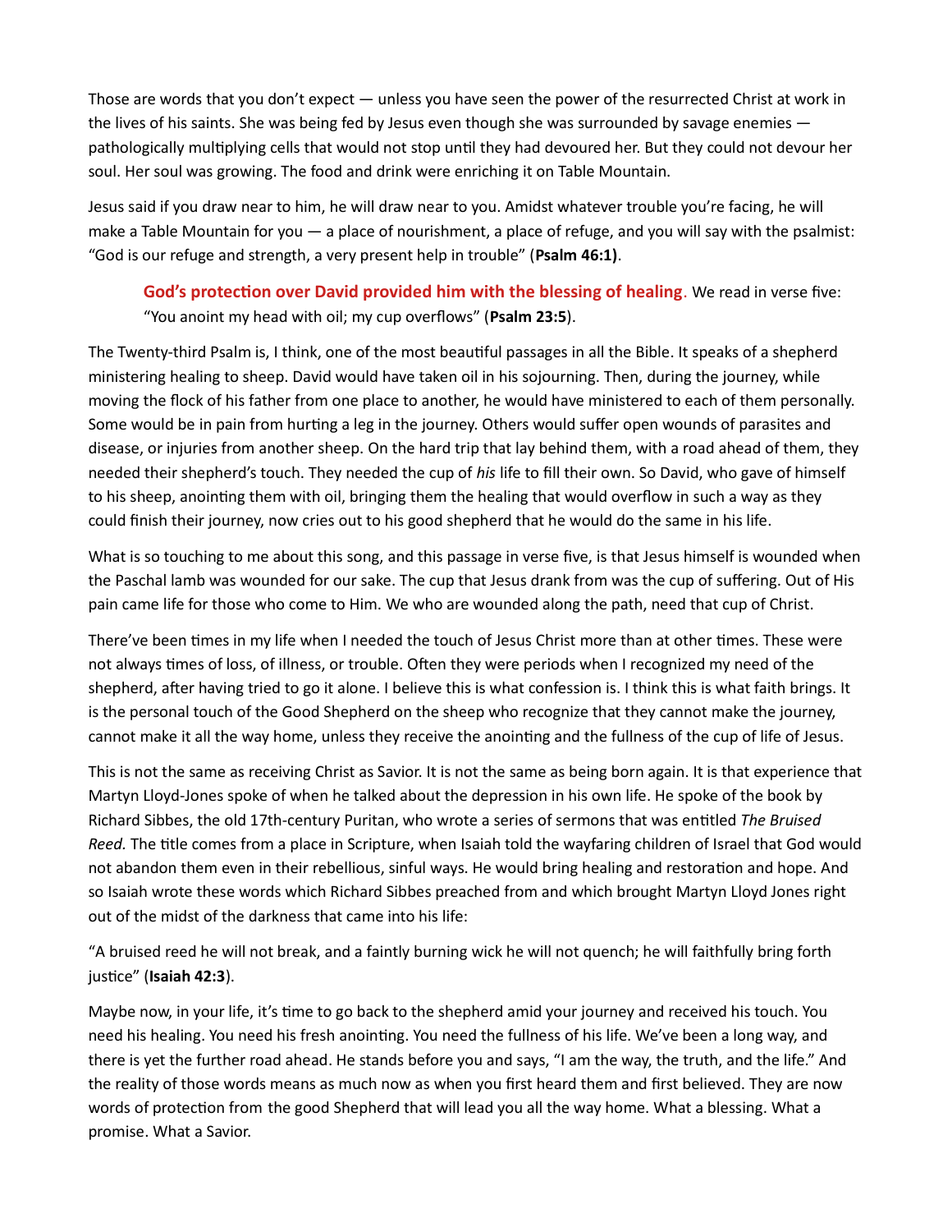Those are words that you don't expect — unless you have seen the power of the resurrected Christ at work in the lives of his saints. She was being fed by Jesus even though she was surrounded by savage enemies — pathologically multiplying cells that would not stop until they had devoured her. But they could not devour her soul. Her soul was growing. The food and drink were enriching it on Table Mountain.

Jesus said if you draw near to him, he will draw near to you. Amidst whatever trouble you're facing, he will make a Table Mountain for you — a place of nourishment, a place of refuge, and you will say with the psalmist: "God is our refuge and strength, a very present help in trouble" (**Psalm 46:1)**.

> **God's protection over David provided him with the blessing of healing**. We read in verse five: "You anoint my head with oil; my cup overflows" (**Psalm 23:5**).

The Twenty-third Psalm is, I think, one of the most beautiful passages in all the Bible. It speaks of a shepherd ministering healing to sheep. David would have taken oil in his sojourning. Then, during the journey, while moving the flock of his father from one place to another, he would have ministered to each of them personally. Some would be in pain from hurting a leg in the journey. Others would suffer open wounds of parasites and disease, or injuries from another sheep. On the hard trip that lay behind them, with a road ahead of them, they needed their shepherd's touch. They needed the cup of *his* life to fill their own. So David, who gave of himself to his sheep, anointing them with oil, bringing them the healing that would overflow in such a way as they could finish their journey, now cries out to his good shepherd that he would do the same in his life.

What is so touching to me about this song, and this passage in verse five, is that Jesus himself is wounded when the Paschal lamb was wounded for our sake. The cup that Jesus drank from was the cup of suffering. Out of His pain came life for those who come to Him. We who are wounded along the path, need that cup of Christ.

There've been times in my life when I needed the touch of Jesus Christ more than at other times. These were not always times of loss, of illness, or trouble. Often they were periods when I recognized my need of the shepherd, after having tried to go it alone. I believe this is what confession is. I think this is what faith brings. It is the personal touch of the Good Shepherd on the sheep who recognize that they cannot make the journey, cannot make it all the way home, unless they receive the anointing and the fullness of the cup of life of Jesus.

This is not the same as receiving Christ as Savior. It is not the same as being born again. It is that experience that Martyn Lloyd-Jones spoke of when he talked about the depression in his own life. He spoke of the book by Richard Sibbes, the old 17th-century Puritan, who wrote a series of sermons that was entitled *The Bruised Reed.* The title comes from a place in Scripture, when Isaiah told the wayfaring children of Israel that God would not abandon them even in their rebellious, sinful ways. He would bring healing and restoration and hope. And so Isaiah wrote these words which Richard Sibbes preached from and which brought Martyn Lloyd Jones right out of the midst of the darkness that came into his life:

"A bruised reed he will not break, and a faintly burning wick he will not quench; he will faithfully bring forth justice" (**Isaiah 42:3**).

Maybe now, in your life, it's time to go back to the shepherd amid your journey and received his touch. You need his healing. You need his fresh anointing. You need the fullness of his life. We've been a long way, and there is yet the further road ahead. He stands before you and says, "I am the way, the truth, and the life." And the reality of those words means as much now as when you first heard them and first believed. They are now words of protection from the good Shepherd that will lead you all the way home. What a blessing. What a promise. What a Savior.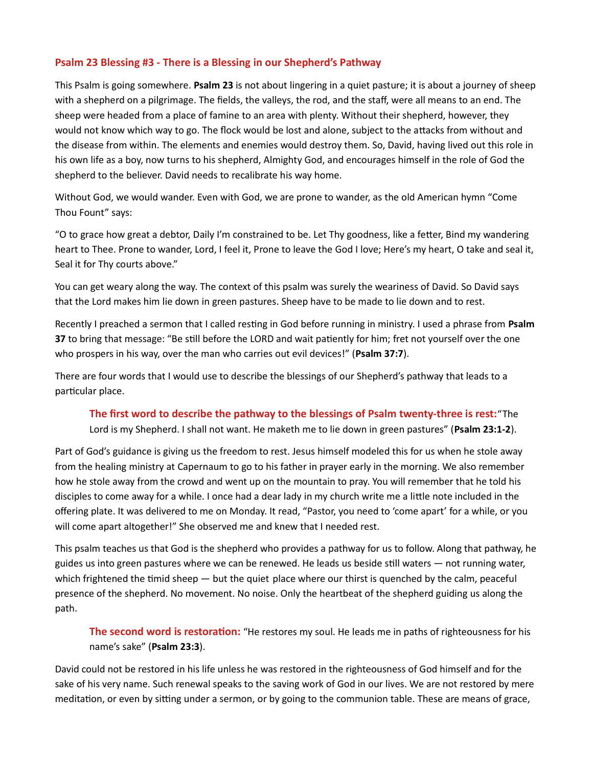## Psalm 23 Blessing #3 - There is a Blessing in our Shepherd's Pathway

This Psalm is going somewhere. **Psalm 23** is not about lingering in a quiet pasture; it is about a journey of sheep with a shepherd on a pilgrimage. The fields, the valleys, the rod, and the staff, were all means to an end. The sheep were headed from a place of famine to an area with plenty. Without their shepherd, however, they would not know which way to go. The flock would be lost and alone, subject to the attacks from without and the disease from within. The elements and enemies would destroy them. So, David, having lived out this role in his own life as a boy, now turns to his shepherd, Almighty God, and encourages himself in the role of God the shepherd to the believer. David needs to recalibrate his way home.

Without God, we would wander. Even with God, we are prone to wander, as the old American hymn "Come Thou Fount" says:

"O to grace how great a debtor, Daily I'm constrained to be. Let Thy goodness, like a fetter, Bind my wandering heart to Thee. Prone to wander, Lord, I feel it, Prone to leave the God I love; Here's my heart, O take and seal it, Seal it for Thy courts above."

You can get weary along the way. The context of this psalm was surely the weariness of David. So David says that the Lord makes him lie down in green pastures. Sheep have to be made to lie down and to rest.

Recently I preached a sermon that I called resting in God before running in ministry. I used a phrase from **Psalm 37** to bring that message: "Be still before the LORD and wait patiently for him; fret not yourself over the one who prospers in his way, over the man who carries out evil devices!" (**Psalm 37:7**).

There are four words that I would use to describe the blessings of our Shepherd's pathway that leads to a particular place.

> **The first word to describe the pathway to the blessings of Psalm twenty-three is rest:** "The Lord is my Shepherd. I shall not want. He maketh me to lie down in green pastures" (**Psalm 23:1-2**).

Part of God's guidance is giving us the freedom to rest. Jesus himself modeled this for us when he stole away from the healing ministry at Capernaum to go to his father in prayer early in the morning. We also remember how he stole away from the crowd and went up on the mountain to pray. You will remember that he told his disciples to come away for a while. I once had a dear lady in my church write me a little note included in the offering plate. It was delivered to me on Monday. It read, "Pastor, you need to 'come apart' for a while, or you will come apart altogether!" She observed me and knew that I needed rest.

This psalm teaches us that God is the shepherd who provides a pathway for us to follow. Along that pathway, he guides us into green pastures where we can be renewed. He leads us beside still waters — not running water, which frightened the timid sheep — but the quiet place where our thirst is quenched by the calm, peaceful presence of the shepherd. No movement. No noise. Only the heartbeat of the shepherd guiding us along the path.

> **The second word is restoration:** "He restores my soul. He leads me in paths of righteousness for his name's sake" (**Psalm 23:3**).

David could not be restored in his life unless he was restored in the righteousness of God himself and for the sake of his very name. Such renewal speaks to the saving work of God in our lives. We are not restored by mere meditation, or even by sitting under a sermon, or by going to the communion table. These are means of grace,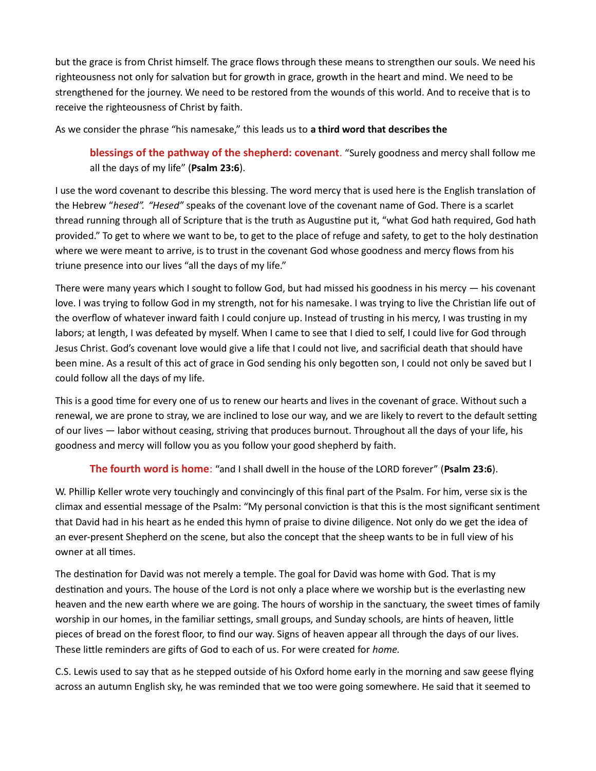but the grace is from Christ himself. The grace flows through these means to strengthen our souls. We need his righteousness not only for salvation but for growth in grace, growth in the heart and mind. We need to be strengthened for the journey. We need to be restored from the wounds of this world. And to receive that is to receive the righteousness of Christ by faith.

As we consider the phrase "his namesake," this leads us to **a third word that describes the**

> **blessings of the pathway of the shepherd: covenant**. "Surely goodness and mercy shall follow me all the days of my life" (**Psalm 23:6**).

I use the word covenant to describe this blessing. The word mercy that is used here is the English translation of the Hebrew "*hesed". "Hesed"* speaks of the covenant love of the covenant name of God. There is a scarlet thread running through all of Scripture that is the truth as Augustine put it, "what God hath required, God hath provided." To get to where we want to be, to get to the place of refuge and safety, to get to the holy destination where we were meant to arrive, is to trust in the covenant God whose goodness and mercy flows from his triune presence into our lives "all the days of my life."

There were many years which I sought to follow God, but had missed his goodness in his mercy — his covenant love. I was trying to follow God in my strength, not for his namesake. I was trying to live the Christian life out of the overflow of whatever inward faith I could conjure up. Instead of trusting in his mercy, I was trusting in my labors; at length, I was defeated by myself. When I came to see that I died to self, I could live for God through Jesus Christ. God's covenant love would give a life that I could not live, and sacrificial death that should have been mine. As a result of this act of grace in God sending his only begotten son, I could not only be saved but I could follow all the days of my life.

This is a good time for every one of us to renew our hearts and lives in the covenant of grace. Without such a renewal, we are prone to stray, we are inclined to lose our way, and we are likely to revert to the default setting of our lives — labor without ceasing, striving that produces burnout. Throughout all the days of your life, his goodness and mercy will follow you as you follow your good shepherd by faith.

> **The fourth word is home**: "and I shall dwell in the house of the LORD forever" (**Psalm 23:6**).

W. Phillip Keller wrote very touchingly and convincingly of this final part of the Psalm. For him, verse six is the climax and essential message of the Psalm: "My personal conviction is that this is the most significant sentiment that David had in his heart as he ended this hymn of praise to divine diligence. Not only do we get the idea of an ever-present Shepherd on the scene, but also the concept that the sheep wants to be in full view of his owner at all times.

The destination for David was not merely a temple. The goal for David was home with God. That is my destination and yours. The house of the Lord is not only a place where we worship but is the everlasting new heaven and the new earth where we are going. The hours of worship in the sanctuary, the sweet times of family worship in our homes, in the familiar settings, small groups, and Sunday schools, are hints of heaven, little pieces of bread on the forest floor, to find our way. Signs of heaven appear all through the days of our lives. These little reminders are gifts of God to each of us. For were created for *home.*

C.S. Lewis used to say that as he stepped outside of his Oxford home early in the morning and saw geese flying across an autumn English sky, he was reminded that we too were going somewhere. He said that it seemed to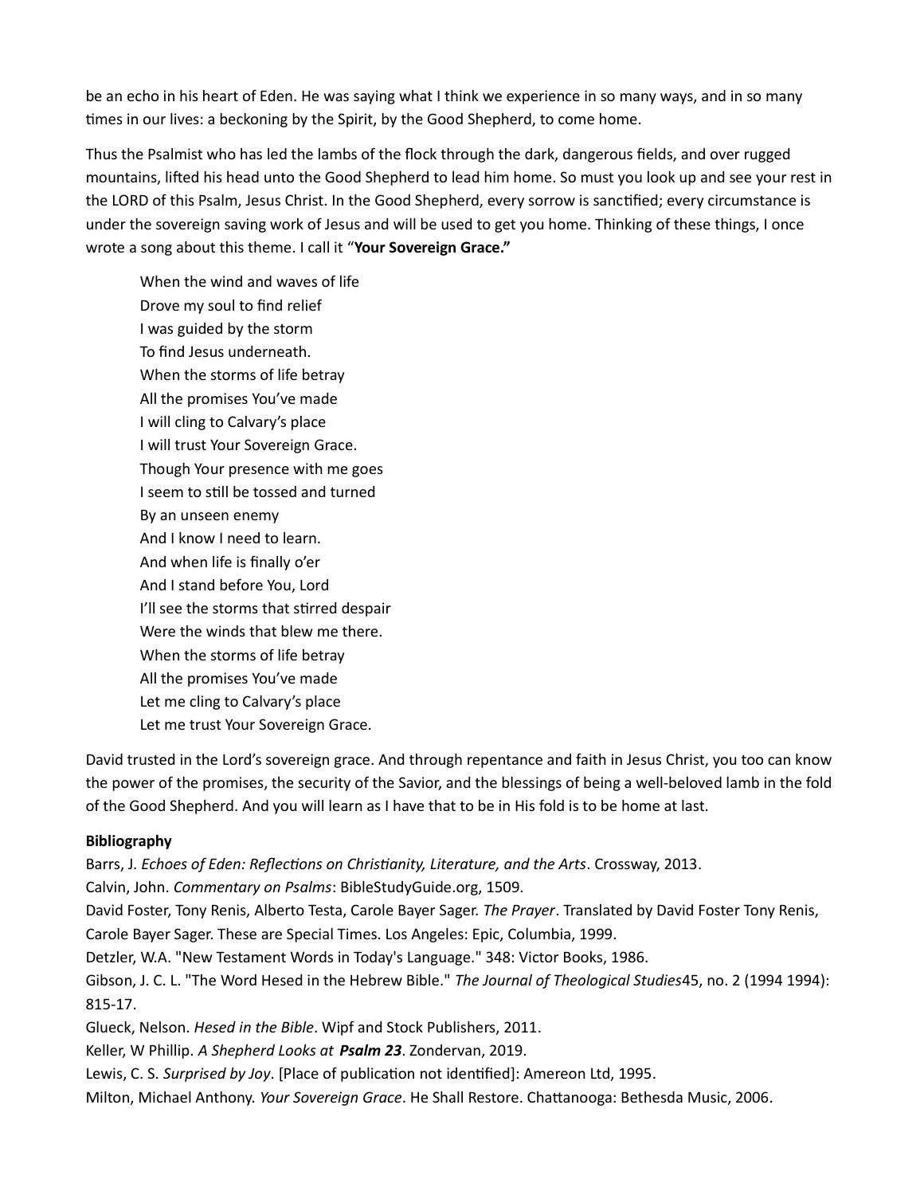be an echo in his heart of Eden. He was saying what I think we experience in so many ways, and in so many times in our lives: a beckoning by the Spirit, by the Good Shepherd, to come home.

Thus the Psalmist who has led the lambs of the flock through the dark, dangerous fields, and over rugged mountains, lifted his head unto the Good Shepherd to lead him home. So must you look up and see your rest in the LORD of this Psalm, Jesus Christ. In the Good Shepherd, every sorrow is sanctified; every circumstance is under the sovereign saving work of Jesus and will be used to get you home. Thinking of these things, I once wrote a song about this theme. I call it "**Your Sovereign Grace.**"

> When the wind and waves of life
> Drove my soul to find relief
> I was guided by the storm
> To find Jesus underneath.
> When the storms of life betray
> All the promises You've made
> I will cling to Calvary's place
> I will trust Your Sovereign Grace.
> Though Your presence with me goes
> I seem to still be tossed and turned
> By an unseen enemy
> And I know I need to learn.
> And when life is finally o'er
> And I stand before You, Lord
> I'll see the storms that stirred despair
> Were the winds that blew me there.
> When the storms of life betray
> All the promises You've made
> Let me cling to Calvary's place
> Let me trust Your Sovereign Grace.

David trusted in the Lord's sovereign grace. And through repentance and faith in Jesus Christ, you too can know the power of the promises, the security of the Savior, and the blessings of being a well-beloved lamb in the fold of the Good Shepherd. And you will learn as I have that to be in His fold is to be home at last.

**Bibliography**

Barrs, J. *Echoes of Eden: Reflections on Christianity, Literature, and the Arts*. Crossway, 2013.

Calvin, John. *Commentary on Psalms*: BibleStudyGuide.org, 1509.

David Foster, Tony Renis, Alberto Testa, Carole Bayer Sager. *The Prayer*. Translated by David Foster Tony Renis, Carole Bayer Sager. These are Special Times. Los Angeles: Epic, Columbia, 1999.

Detzler, W.A. "New Testament Words in Today's Language." 348: Victor Books, 1986.

Gibson, J. C. L. "The Word Hesed in the Hebrew Bible." *The Journal of Theological Studies*45, no. 2 (1994 1994): 815-17.

Glueck, Nelson. *Hesed in the Bible*. Wipf and Stock Publishers, 2011.

Keller, W Phillip. *A Shepherd Looks at* ***Psalm 23***. Zondervan, 2019.

Lewis, C. S. *Surprised by Joy*. [Place of publication not identified]: Amereon Ltd, 1995.

Milton, Michael Anthony. *Your Sovereign Grace*. He Shall Restore. Chattanooga: Bethesda Music, 2006.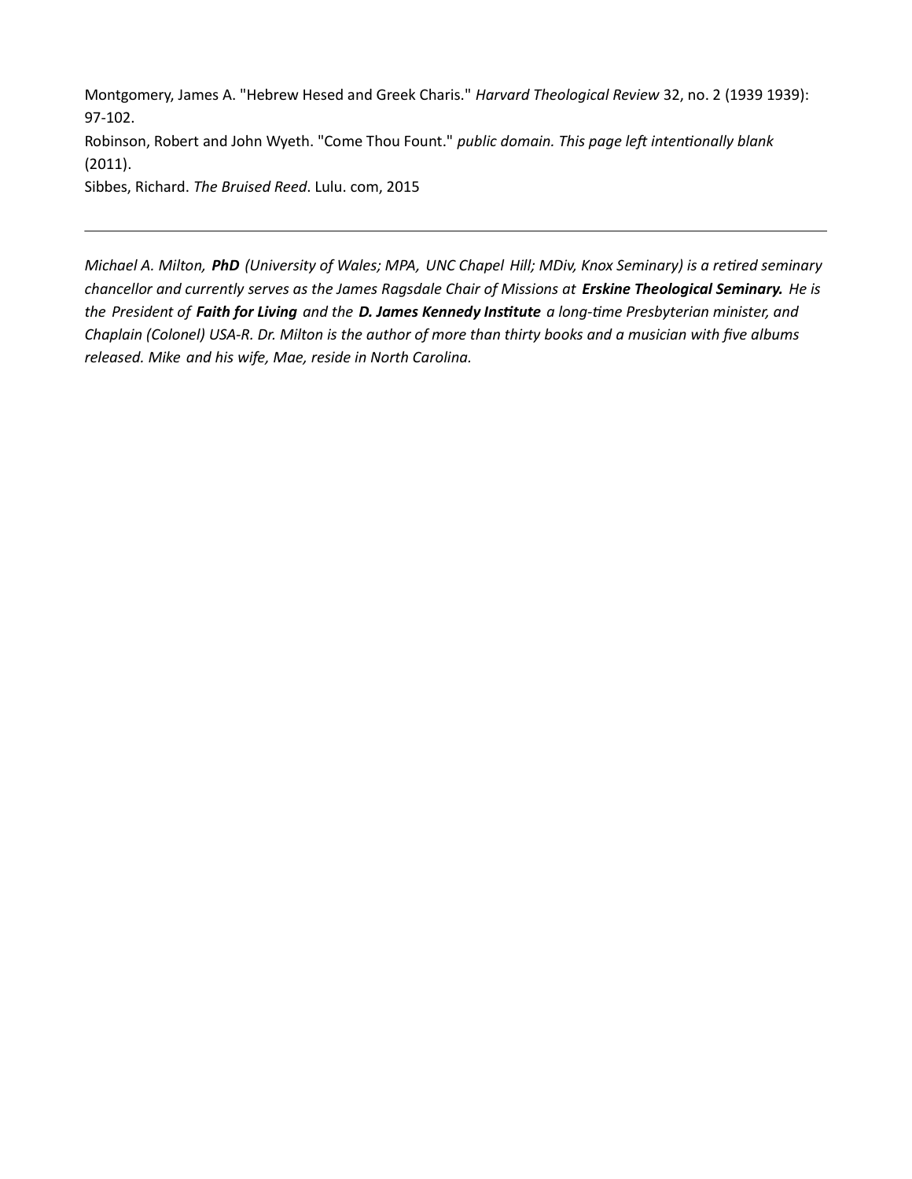Montgomery, James A. "Hebrew Hesed and Greek Charis." *Harvard Theological Review* 32, no. 2 (1939 1939): 97-102.

Robinson, Robert and John Wyeth. "Come Thou Fount." *public domain. This page left intentionally blank* (2011).

Sibbes, Richard. *The Bruised Reed*. Lulu. com, 2015

---

*Michael A. Milton, **PhD** (University of Wales; MPA, UNC Chapel Hill; MDiv, Knox Seminary) is a retired seminary chancellor and currently serves as the James Ragsdale Chair of Missions at **Erskine Theological Seminary.** He is the President of **Faith for Living** and the **D. James Kennedy Institute** a long-time Presbyterian minister, and Chaplain (Colonel) USA-R. Dr. Milton is the author of more than thirty books and a musician with five albums released. Mike and his wife, Mae, reside in North Carolina.*